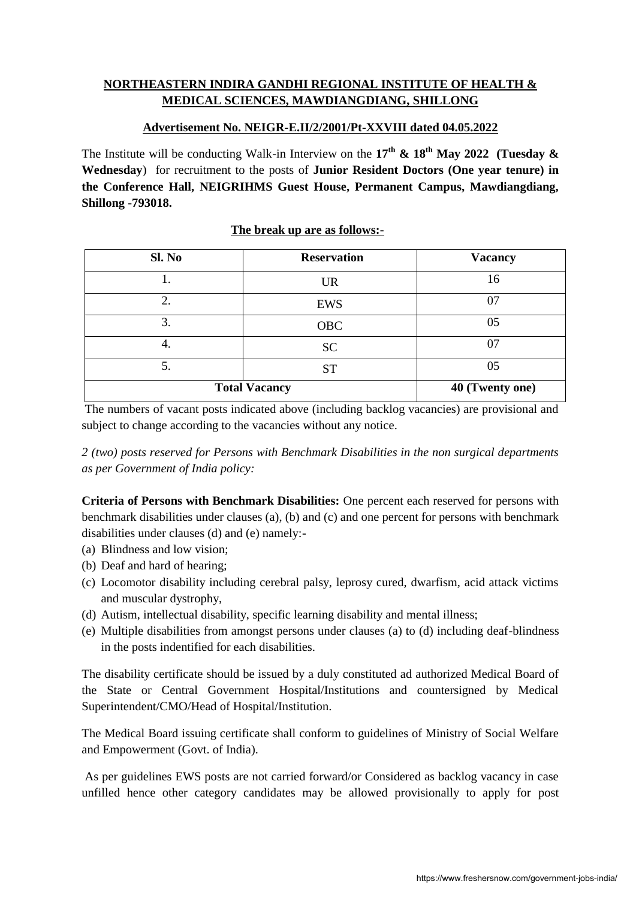**NORTHEASTERN INDIRA GANDHI REGIONAL INSTITUTE OF HEALTH & MEDICAL SCIENCES, MAWDIANGDIANG, SHILLONG**

**Advertisement No. NEIGR-E.II/2/2001/Pt-XXVIII dated 04.05.2022**

The Institute will be conducting Walk-in Interview on the **17th & 18th May 2022 (Tuesday & Wednesday**) for recruitment to the posts of **Junior Resident Doctors (One year tenure) in the Conference Hall, NEIGRIHMS Guest House, Permanent Campus, Mawdiangdiang, Shillong -793018.**

**The break up are as follows:-**

| Sl. No | Reservation | Vacancy |
|---|---|---|
| 1. | UR | 16 |
| 2. | EWS | 07 |
| 3. | OBC | 05 |
| 4. | SC | 07 |
| 5. | ST | 05 |
| **Total Vacancy** | | **40 (Twenty one)** |

The numbers of vacant posts indicated above (including backlog vacancies) are provisional and subject to change according to the vacancies without any notice.

*2 (two) posts reserved for Persons with Benchmark Disabilities in the non surgical departments as per Government of India policy:*

**Criteria of Persons with Benchmark Disabilities:** One percent each reserved for persons with benchmark disabilities under clauses (a), (b) and (c) and one percent for persons with benchmark disabilities under clauses (d) and (e) namely:-

(a) Blindness and low vision;
(b) Deaf and hard of hearing;
(c) Locomotor disability including cerebral palsy, leprosy cured, dwarfism, acid attack victims and muscular dystrophy,
(d) Autism, intellectual disability, specific learning disability and mental illness;
(e) Multiple disabilities from amongst persons under clauses (a) to (d) including deaf-blindness in the posts indentified for each disabilities.

The disability certificate should be issued by a duly constituted ad authorized Medical Board of the State or Central Government Hospital/Institutions and countersigned by Medical Superintendent/CMO/Head of Hospital/Institution.

The Medical Board issuing certificate shall conform to guidelines of Ministry of Social Welfare and Empowerment (Govt. of India).

As per guidelines EWS posts are not carried forward/or Considered as backlog vacancy in case unfilled hence other category candidates may be allowed provisionally to apply for post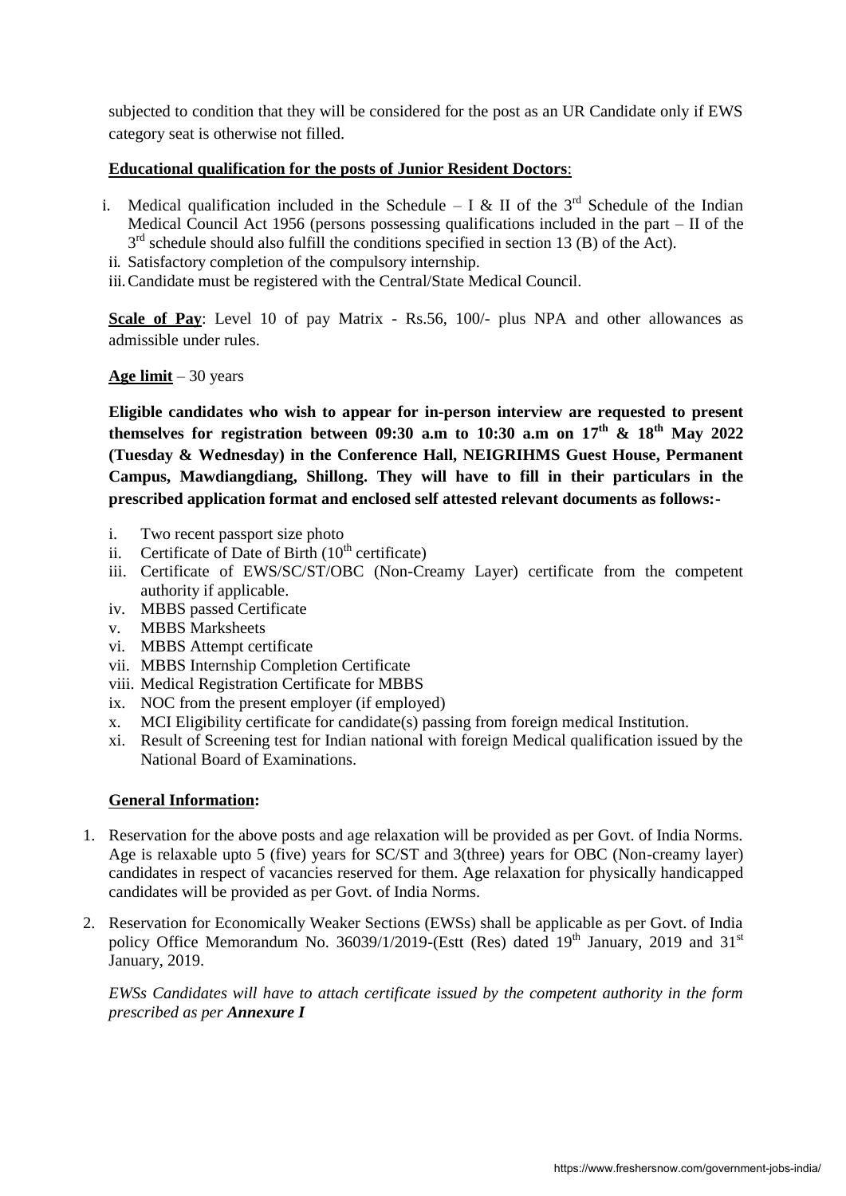subjected to condition that they will be considered for the post as an UR Candidate only if EWS category seat is otherwise not filled.

**Educational qualification for the posts of Junior Resident Doctors**:

i. Medical qualification included in the Schedule – I & II of the 3rd Schedule of the Indian Medical Council Act 1956 (persons possessing qualifications included in the part – II of the 3rd schedule should also fulfill the conditions specified in section 13 (B) of the Act).
ii. Satisfactory completion of the compulsory internship.
iii. Candidate must be registered with the Central/State Medical Council.

**Scale of Pay**: Level 10 of pay Matrix - Rs.56, 100/- plus NPA and other allowances as admissible under rules.

**Age limit** – 30 years

**Eligible candidates who wish to appear for in-person interview are requested to present themselves for registration between 09:30 a.m to 10:30 a.m on 17th & 18th May 2022 (Tuesday & Wednesday) in the Conference Hall, NEIGRIHMS Guest House, Permanent Campus, Mawdiangdiang, Shillong. They will have to fill in their particulars in the prescribed application format and enclosed self attested relevant documents as follows:-**

i. Two recent passport size photo
ii. Certificate of Date of Birth (10th certificate)
iii. Certificate of EWS/SC/ST/OBC (Non-Creamy Layer) certificate from the competent authority if applicable.
iv. MBBS passed Certificate
v. MBBS Marksheets
vi. MBBS Attempt certificate
vii. MBBS Internship Completion Certificate
viii. Medical Registration Certificate for MBBS
ix. NOC from the present employer (if employed)
x. MCI Eligibility certificate for candidate(s) passing from foreign medical Institution.
xi. Result of Screening test for Indian national with foreign Medical qualification issued by the National Board of Examinations.

**General Information:**

1. Reservation for the above posts and age relaxation will be provided as per Govt. of India Norms. Age is relaxable upto 5 (five) years for SC/ST and 3(three) years for OBC (Non-creamy layer) candidates in respect of vacancies reserved for them. Age relaxation for physically handicapped candidates will be provided as per Govt. of India Norms.

2. Reservation for Economically Weaker Sections (EWSs) shall be applicable as per Govt. of India policy Office Memorandum No. 36039/1/2019-(Estt (Res) dated 19th January, 2019 and 31st January, 2019.

   *EWSs Candidates will have to attach certificate issued by the competent authority in the form prescribed as per **Annexure I***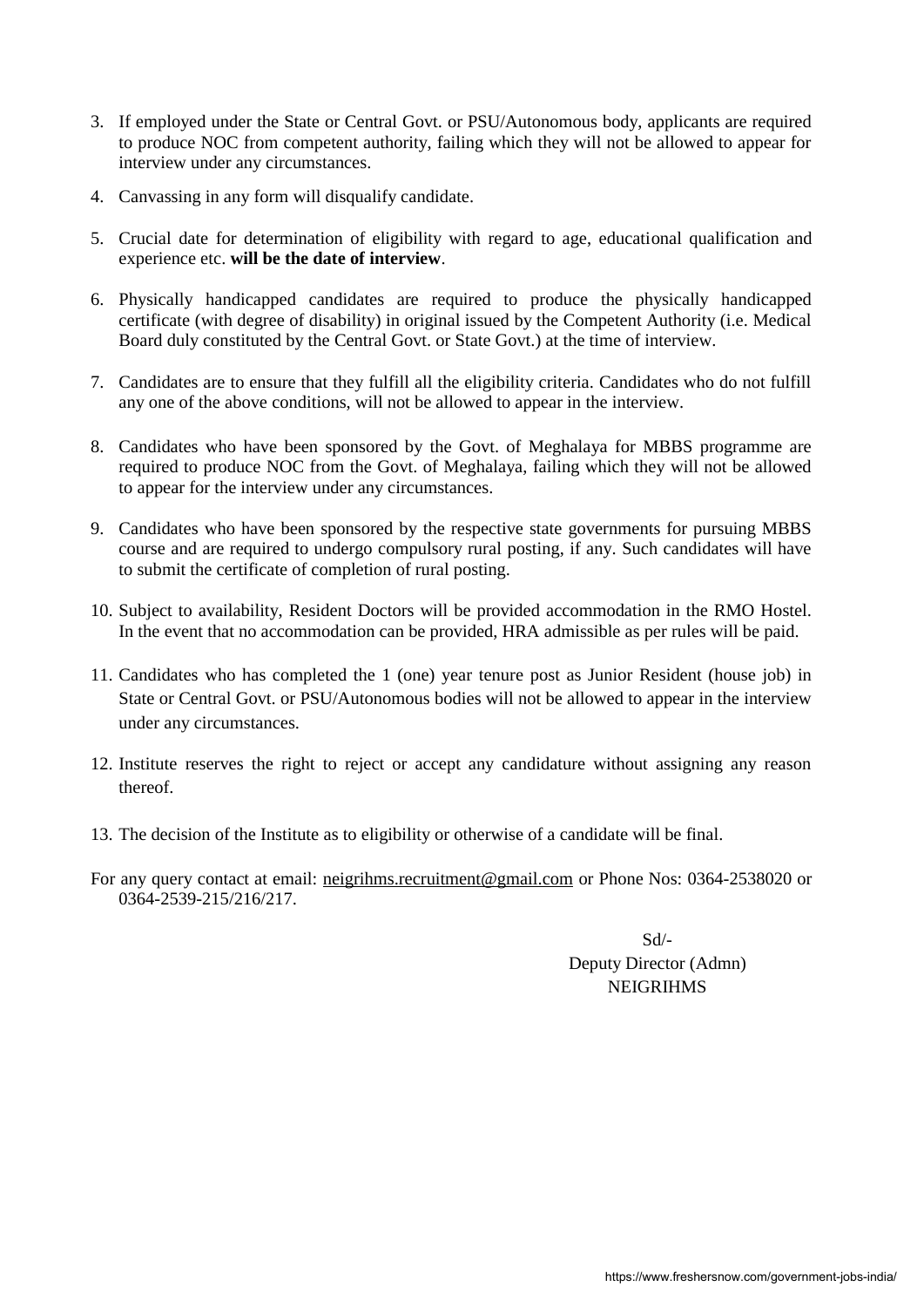3. If employed under the State or Central Govt. or PSU/Autonomous body, applicants are required to produce NOC from competent authority, failing which they will not be allowed to appear for interview under any circumstances.

4. Canvassing in any form will disqualify candidate.

5. Crucial date for determination of eligibility with regard to age, educational qualification and experience etc. **will be the date of interview**.

6. Physically handicapped candidates are required to produce the physically handicapped certificate (with degree of disability) in original issued by the Competent Authority (i.e. Medical Board duly constituted by the Central Govt. or State Govt.) at the time of interview.

7. Candidates are to ensure that they fulfill all the eligibility criteria. Candidates who do not fulfill any one of the above conditions, will not be allowed to appear in the interview.

8. Candidates who have been sponsored by the Govt. of Meghalaya for MBBS programme are required to produce NOC from the Govt. of Meghalaya, failing which they will not be allowed to appear for the interview under any circumstances.

9. Candidates who have been sponsored by the respective state governments for pursuing MBBS course and are required to undergo compulsory rural posting, if any. Such candidates will have to submit the certificate of completion of rural posting.

10. Subject to availability, Resident Doctors will be provided accommodation in the RMO Hostel. In the event that no accommodation can be provided, HRA admissible as per rules will be paid.

11. Candidates who has completed the 1 (one) year tenure post as Junior Resident (house job) in State or Central Govt. or PSU/Autonomous bodies will not be allowed to appear in the interview under any circumstances.

12. Institute reserves the right to reject or accept any candidature without assigning any reason thereof.

13. The decision of the Institute as to eligibility or otherwise of a candidate will be final.

For any query contact at email: neigrihms.recruitment@gmail.com or Phone Nos: 0364-2538020 or 0364-2539-215/216/217.

Sd/-
Deputy Director (Admn)
NEIGRIHMS